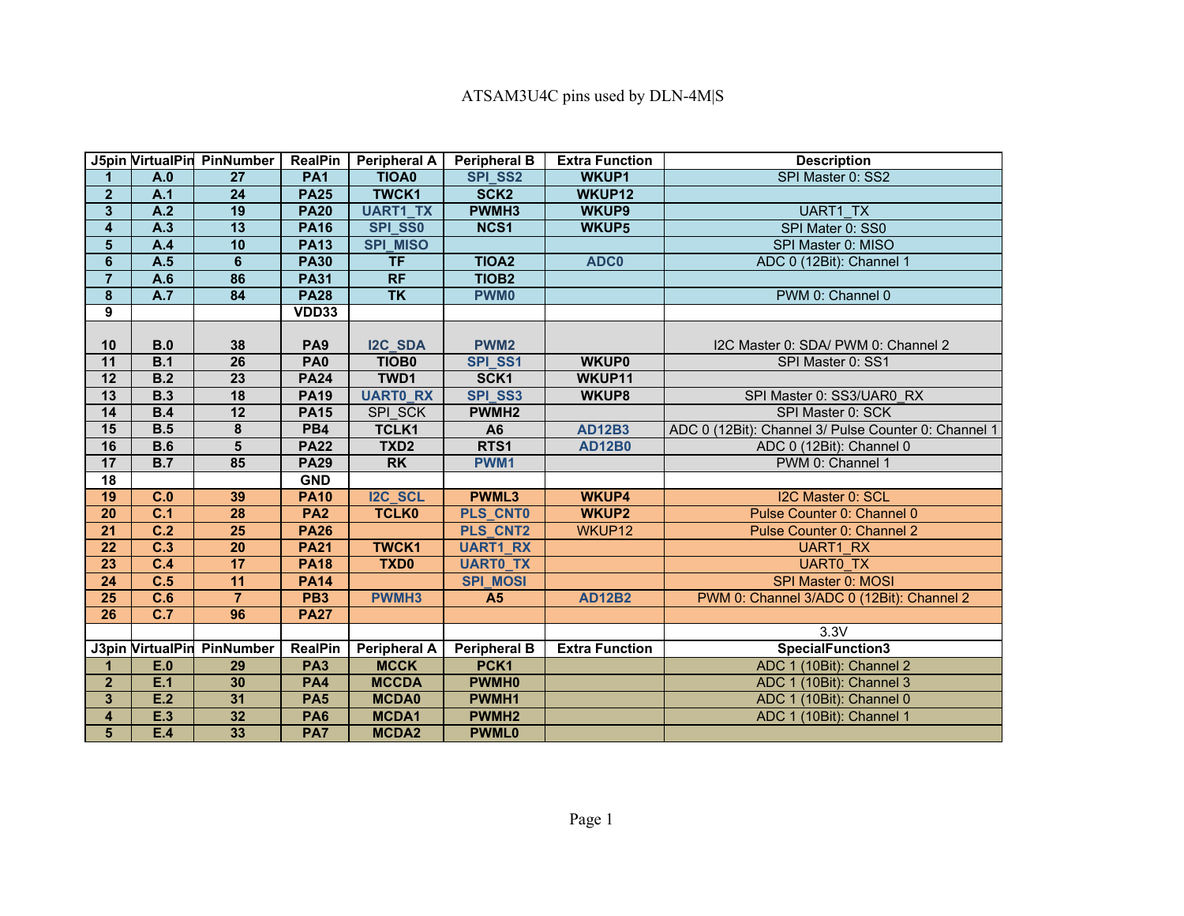# ATSAM3U4C pins used by DLN-4M|S

| J5pin | VirtualPin | PinNumber | RealPin | Peripheral A | Peripheral B | Extra Function | Description |
|---|---|---|---|---|---|---|---|
| 1 | A.0 | 27 | PA1 | TIOA0 | SPI_SS2 | WKUP1 | SPI Master 0: SS2 |
| 2 | A.1 | 24 | PA25 | TWCK1 | SCK2 | WKUP12 | |
| 3 | A.2 | 19 | PA20 | UART1_TX | PWMH3 | WKUP9 | UART1_TX |
| 4 | A.3 | 13 | PA16 | SPI_SS0 | NCS1 | WKUP5 | SPI Mater 0: SS0 |
| 5 | A.4 | 10 | PA13 | SPI_MISO | | | SPI Master 0: MISO |
| 6 | A.5 | 6 | PA30 | TF | TIOA2 | ADC0 | ADC 0 (12Bit): Channel 1 |
| 7 | A.6 | 86 | PA31 | RF | TIOB2 | | |
| 8 | A.7 | 84 | PA28 | TK | PWM0 | | PWM 0: Channel 0 |
| 9 | | | VDD33 | | | | |
| 10 | B.0 | 38 | PA9 | I2C_SDA | PWM2 | | I2C Master 0: SDA/ PWM 0: Channel 2 |
| 11 | B.1 | 26 | PA0 | TIOB0 | SPI_SS1 | WKUP0 | SPI Master 0: SS1 |
| 12 | B.2 | 23 | PA24 | TWD1 | SCK1 | WKUP11 | |
| 13 | B.3 | 18 | PA19 | UART0_RX | SPI_SS3 | WKUP8 | SPI Master 0: SS3/UAR0_RX |
| 14 | B.4 | 12 | PA15 | SPI_SCK | PWMH2 | | SPI Master 0: SCK |
| 15 | B.5 | 8 | PB4 | TCLK1 | A6 | AD12B3 | ADC 0 (12Bit): Channel 3/ Pulse Counter 0: Channel 1 |
| 16 | B.6 | 5 | PA22 | TXD2 | RTS1 | AD12B0 | ADC 0 (12Bit): Channel 0 |
| 17 | B.7 | 85 | PA29 | RK | PWM1 | | PWM 0: Channel 1 |
| 18 | | | GND | | | | |
| 19 | C.0 | 39 | PA10 | I2C_SCL | PWML3 | WKUP4 | I2C Master 0: SCL |
| 20 | C.1 | 28 | PA2 | TCLK0 | PLS_CNT0 | WKUP2 | Pulse Counter 0: Channel 0 |
| 21 | C.2 | 25 | PA26 | | PLS_CNT2 | WKUP12 | Pulse Counter 0: Channel 2 |
| 22 | C.3 | 20 | PA21 | TWCK1 | UART1_RX | | UART1_RX |
| 23 | C.4 | 17 | PA18 | TXD0 | UART0_TX | | UART0_TX |
| 24 | C.5 | 11 | PA14 | | SPI_MOSI | | SPI Master 0: MOSI |
| 25 | C.6 | 7 | PB3 | PWMH3 | A5 | AD12B2 | PWM 0: Channel 3/ADC 0 (12Bit): Channel 2 |
| 26 | C.7 | 96 | PA27 | | | | |
| | | | | | | | 3.3V |
| **J3pin** | **VirtualPin** | **PinNumber** | **RealPin** | **Peripheral A** | **Peripheral B** | **Extra Function** | **SpecialFunction3** |
| 1 | E.0 | 29 | PA3 | MCCK | PCK1 | | ADC 1 (10Bit): Channel 2 |
| 2 | E.1 | 30 | PA4 | MCCDA | PWMH0 | | ADC 1 (10Bit): Channel 3 |
| 3 | E.2 | 31 | PA5 | MCDA0 | PWMH1 | | ADC 1 (10Bit): Channel 0 |
| 4 | E.3 | 32 | PA6 | MCDA1 | PWMH2 | | ADC 1 (10Bit): Channel 1 |
| 5 | E.4 | 33 | PA7 | MCDA2 | PWML0 | | |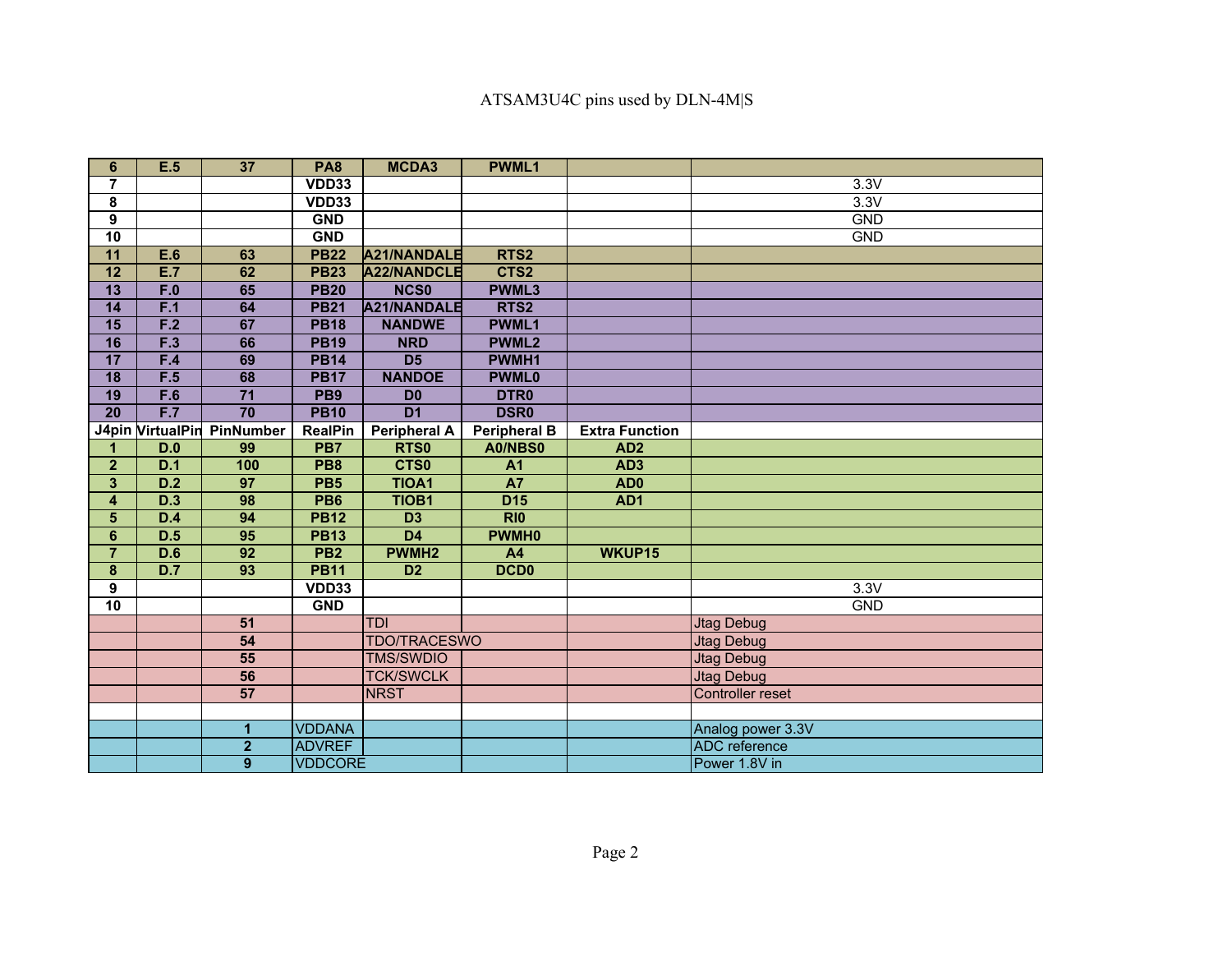# ATSAM3U4C pins used by DLN-4M|S

| | | | | | | | |
|---|---|---|---|---|---|---|---|
| 6 | E.5 | 37 | PA8 | MCDA3 | PWML1 | | |
| 7 | | | VDD33 | | | | 3.3V |
| 8 | | | VDD33 | | | | 3.3V |
| 9 | | | GND | | | | GND |
| 10 | | | GND | | | | GND |
| 11 | E.6 | 63 | PB22 | A21/NANDALE | RTS2 | | |
| 12 | E.7 | 62 | PB23 | A22/NANDCLE | CTS2 | | |
| 13 | F.0 | 65 | PB20 | NCS0 | PWML3 | | |
| 14 | F.1 | 64 | PB21 | A21/NANDALE | RTS2 | | |
| 15 | F.2 | 67 | PB18 | NANDWE | PWML1 | | |
| 16 | F.3 | 66 | PB19 | NRD | PWML2 | | |
| 17 | F.4 | 69 | PB14 | D5 | PWMH1 | | |
| 18 | F.5 | 68 | PB17 | NANDOE | PWML0 | | |
| 19 | F.6 | 71 | PB9 | D0 | DTR0 | | |
| 20 | F.7 | 70 | PB10 | D1 | DSR0 | | |
| **J4pin** | **VirtualPin** | **PinNumber** | **RealPin** | **Peripheral A** | **Peripheral B** | **Extra Function** | |
| 1 | D.0 | 99 | PB7 | RTS0 | A0/NBS0 | AD2 | |
| 2 | D.1 | 100 | PB8 | CTS0 | A1 | AD3 | |
| 3 | D.2 | 97 | PB5 | TIOA1 | A7 | AD0 | |
| 4 | D.3 | 98 | PB6 | TIOB1 | D15 | AD1 | |
| 5 | D.4 | 94 | PB12 | D3 | RI0 | | |
| 6 | D.5 | 95 | PB13 | D4 | PWMH0 | | |
| 7 | D.6 | 92 | PB2 | PWMH2 | A4 | WKUP15 | |
| 8 | D.7 | 93 | PB11 | D2 | DCD0 | | |
| 9 | | | VDD33 | | | | 3.3V |
| 10 | | | GND | | | | GND |
| | | 51 | | TDI | | | Jtag Debug |
| | | 54 | | TDO/TRACESWO | | | Jtag Debug |
| | | 55 | | TMS/SWDIO | | | Jtag Debug |
| | | 56 | | TCK/SWCLK | | | Jtag Debug |
| | | 57 | | NRST | | | Controller reset |
| | | | | | | | |
| | | 1 | VDDANA | | | | Analog power 3.3V |
| | | 2 | ADVREF | | | | ADC reference |
| | | 9 | VDDCORE | | | | Power 1.8V in |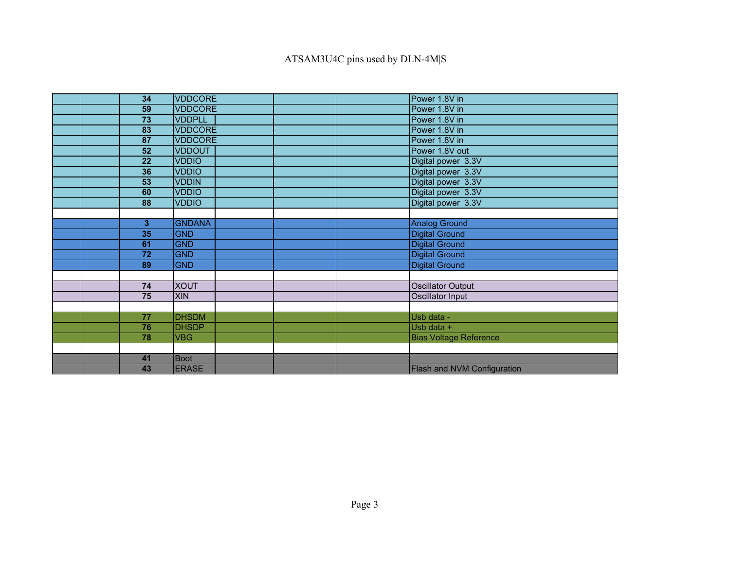# ATSAM3U4C pins used by DLN-4M|S

| | | | | | | | |
|---|---|---|---|---|---|---|---|
| | | 34 | VDDCORE | | | | Power 1.8V in |
| | | 59 | VDDCORE | | | | Power 1.8V in |
| | | 73 | VDDPLL | | | | Power 1.8V in |
| | | 83 | VDDCORE | | | | Power 1.8V in |
| | | 87 | VDDCORE | | | | Power 1.8V in |
| | | 52 | VDDOUT | | | | Power 1.8V out |
| | | 22 | VDDIO | | | | Digital power 3.3V |
| | | 36 | VDDIO | | | | Digital power 3.3V |
| | | 53 | VDDIN | | | | Digital power 3.3V |
| | | 60 | VDDIO | | | | Digital power 3.3V |
| | | 88 | VDDIO | | | | Digital power 3.3V |
| | | | | | | | |
| | | 3 | GNDANA | | | | Analog Ground |
| | | 35 | GND | | | | Digital Ground |
| | | 61 | GND | | | | Digital Ground |
| | | 72 | GND | | | | Digital Ground |
| | | 89 | GND | | | | Digital Ground |
| | | | | | | | |
| | | 74 | XOUT | | | | Oscillator Output |
| | | 75 | XIN | | | | Oscillator Input |
| | | | | | | | |
| | | 77 | DHSDM | | | | Usb data - |
| | | 76 | DHSDP | | | | Usb data + |
| | | 78 | VBG | | | | Bias Voltage Reference |
| | | | | | | | |
| | | 41 | Boot | | | | |
| | | 43 | ERASE | | | | Flash and NVM Configuration |